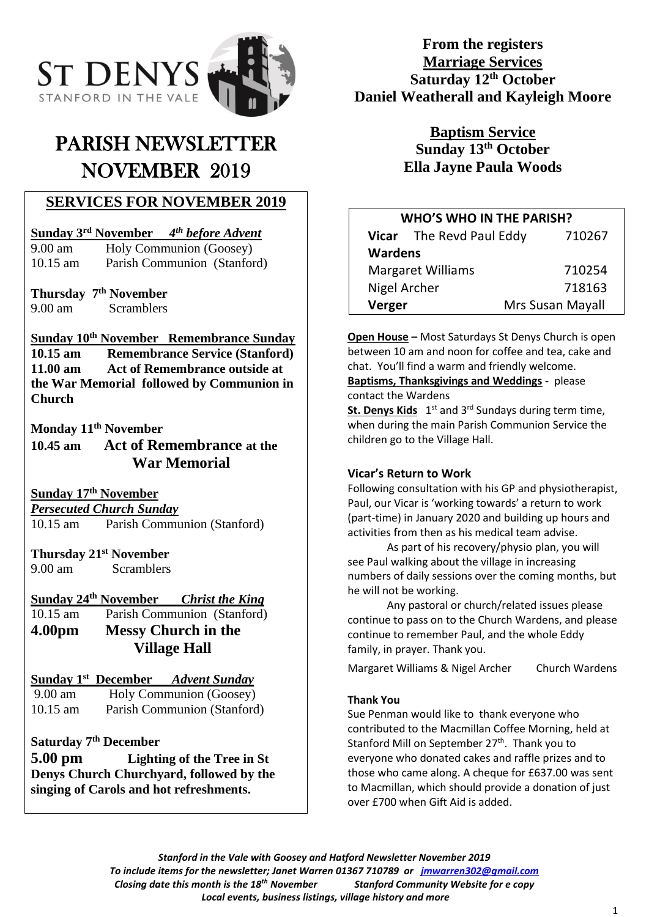# ST DENYS
STANFORD IN THE VALE

# PARISH NEWSLETTER NOVEMBER 2019

## SERVICES FOR NOVEMBER 2019

**Sunday 3rd November** ***4th before Advent***
9.00 am Holy Communion (Goosey)
10.15 am Parish Communion (Stanford)

**Thursday 7th November**
9.00 am Scramblers

**Sunday 10th November Remembrance Sunday**
**10.15 am Remembrance Service (Stanford)**
**11.00 am Act of Remembrance outside at the War Memorial followed by Communion in Church**

**Monday 11th November**
**10.45 am Act of Remembrance at the War Memorial**

**Sunday 17th November**
***Persecuted Church Sunday***
10.15 am Parish Communion (Stanford)

**Thursday 21st November**
9.00 am Scramblers

**Sunday 24th November** ***Christ the King***
10.15 am Parish Communion (Stanford)
**4.00pm Messy Church in the Village Hall**

**Sunday 1st December** ***Advent Sunday***
9.00 am Holy Communion (Goosey)
10.15 am Parish Communion (Stanford)

**Saturday 7th December**
**5.00 pm Lighting of the Tree in St Denys Church Churchyard, followed by the singing of Carols and hot refreshments.**

## From the registers

**Marriage Services**
**Saturday 12th October**
**Daniel Weatherall and Kayleigh Moore**

**Baptism Service**
**Sunday 13th October**
**Ella Jayne Paula Woods**

| WHO'S WHO IN THE PARISH? | | |
|---|---|---|
| **Vicar** | The Revd Paul Eddy | 710267 |
| **Wardens** | | |
| Margaret Williams | | 710254 |
| Nigel Archer | | 718163 |
| **Verger** | | Mrs Susan Mayall |

**Open House –** Most Saturdays St Denys Church is open between 10 am and noon for coffee and tea, cake and chat. You'll find a warm and friendly welcome.
**Baptisms, Thanksgivings and Weddings -** please contact the Wardens
**St. Denys Kids** 1st and 3rd Sundays during term time, when during the main Parish Communion Service the children go to the Village Hall.

### Vicar's Return to Work

Following consultation with his GP and physiotherapist, Paul, our Vicar is 'working towards' a return to work (part-time) in January 2020 and building up hours and activities from then as his medical team advise.

As part of his recovery/physio plan, you will see Paul walking about the village in increasing numbers of daily sessions over the coming months, but he will not be working.

Any pastoral or church/related issues please continue to pass on to the Church Wardens, and please continue to remember Paul, and the whole Eddy family, in prayer. Thank you.

Margaret Williams & Nigel Archer Church Wardens

### Thank You

Sue Penman would like to thank everyone who contributed to the Macmillan Coffee Morning, held at Stanford Mill on September 27th. Thank you to everyone who donated cakes and raffle prizes and to those who came along. A cheque for £637.00 was sent to Macmillan, which should provide a donation of just over £700 when Gift Aid is added.

*Stanford in the Vale with Goosey and Hatford Newsletter November 2019*
*To include items for the newsletter; Janet Warren 01367 710789 or jmwarren302@gmail.com*
*Closing date this month is the 18th November Stanford Community Website for e copy*
*Local events, business listings, village history and more*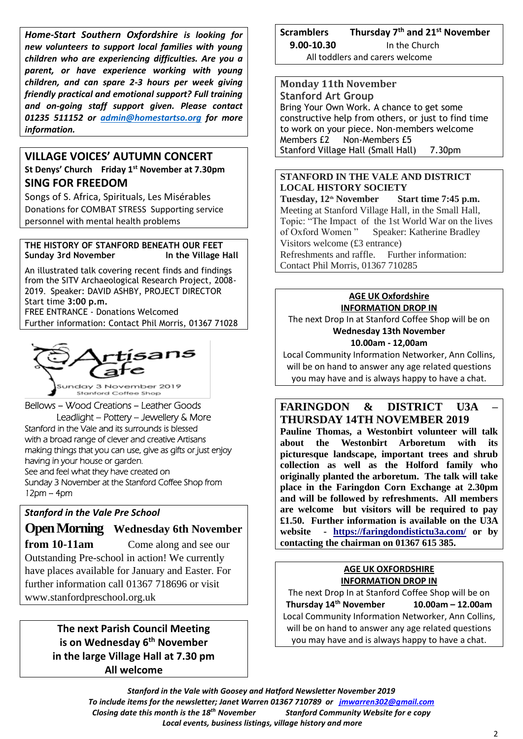***Home-Start Southern Oxfordshire** is looking for new volunteers to support local families with young children who are experiencing difficulties. Are you a parent, or have experience working with young children, and can spare 2-3 hours per week giving friendly practical and emotional support? Full training and on-going staff support given. Please contact 01235 511152 or [admin@homestartso.org](mailto:admin@homestartso.org) for more information.*

## VILLAGE VOICES' AUTUMN CONCERT

**St Denys' Church Friday 1st November at 7.30pm**

## SING FOR FREEDOM

Songs of S. Africa, Spirituals, Les Misérables

Donations for COMBAT STRESS Supporting service personnel with mental health problems

### THE HISTORY OF STANFORD BENEATH OUR FEET

**Sunday 3rd November In the Village Hall**

An illustrated talk covering recent finds and findings from the SITV Archaeological Research Project, 2008-2019. Speaker: DAVID ASHBY, PROJECT DIRECTOR

Start time **3:00 p.m.**

FREE ENTRANCE - Donations Welcomed

Further information: Contact Phil Morris, 01367 71028

## Artisans Cafe

Sunday 3 November 2019

Stanford Coffee Shop

Bellows – Wood Creations – Leather Goods

Leadlight – Pottery – Jewellery & More

Stanford in the Vale and its surrounds is blessed with a broad range of clever and creative Artisans making things that you can use, give as gifts or just enjoy having in your house or garden.

See and feel what they have created on Sunday 3 November at the Stanford Coffee Shop from 12pm – 4pm

***Stanford in the Vale Pre School***

**Open Morning Wednesday 6th November from 10-11am** Come along and see our Outstanding Pre-school in action! We currently have places available for January and Easter. For further information call 01367 718696 or visit www.stanfordpreschool.org.uk

**The next Parish Council Meeting is on Wednesday 6th November in the large Village Hall at 7.30 pm All welcome**

**Scramblers Thursday 7th and 21st November**

**9.00-10.30** In the Church

All toddlers and carers welcome

### Monday 11th November

### Stanford Art Group

Bring Your Own Work. A chance to get some constructive help from others, or just to find time to work on your piece. Non-members welcome

Members £2 Non-Members £5

Stanford Village Hall (Small Hall) 7.30pm

### STANFORD IN THE VALE AND DISTRICT LOCAL HISTORY SOCIETY

**Tuesday, 12th November Start time 7:45 p.m.**

Meeting at Stanford Village Hall, in the Small Hall,

Topic: "The Impact of the 1st World War on the lives of Oxford Women" Speaker: Katherine Bradley

Visitors welcome (£3 entrance)

Refreshments and raffle. Further information: Contact Phil Morris, 01367 710285

### AGE UK Oxfordshire INFORMATION DROP IN

The next Drop In at Stanford Coffee Shop will be on

**Wednesday 13th November**

**10.00am - 12,00am**

Local Community Information Networker, Ann Collins, will be on hand to answer any age related questions you may have and is always happy to have a chat.

## FARINGDON & DISTRICT U3A – THURSDAY 14TH NOVEMBER 2019

**Pauline Thomas, a Westonbirt volunteer will talk about the Westonbirt Arboretum with its picturesque landscape, important trees and shrub collection as well as the Holford family who originally planted the arboretum. The talk will take place in the Faringdon Corn Exchange at 2.30pm and will be followed by refreshments. All members are welcome but visitors will be required to pay £1.50. Further information is available on the U3A website - [https://faringdondistictu3a.com/](https://faringdondistictu3a.com/) or by contacting the chairman on 01367 615 385.**

### AGE UK OXFORDSHIRE INFORMATION DROP IN

The next Drop In at Stanford Coffee Shop will be on

**Thursday 14th November 10.00am – 12.00am**

Local Community Information Networker, Ann Collins, will be on hand to answer any age related questions you may have and is always happy to have a chat.

***Stanford in the Vale with Goosey and Hatford Newsletter November 2019***

***To include items for the newsletter; Janet Warren 01367 710789 or [jmwarren302@gmail.com](mailto:jmwarren302@gmail.com)***

***Closing date this month is the 18th November Stanford Community Website for e copy***

***Local events, business listings, village history and more***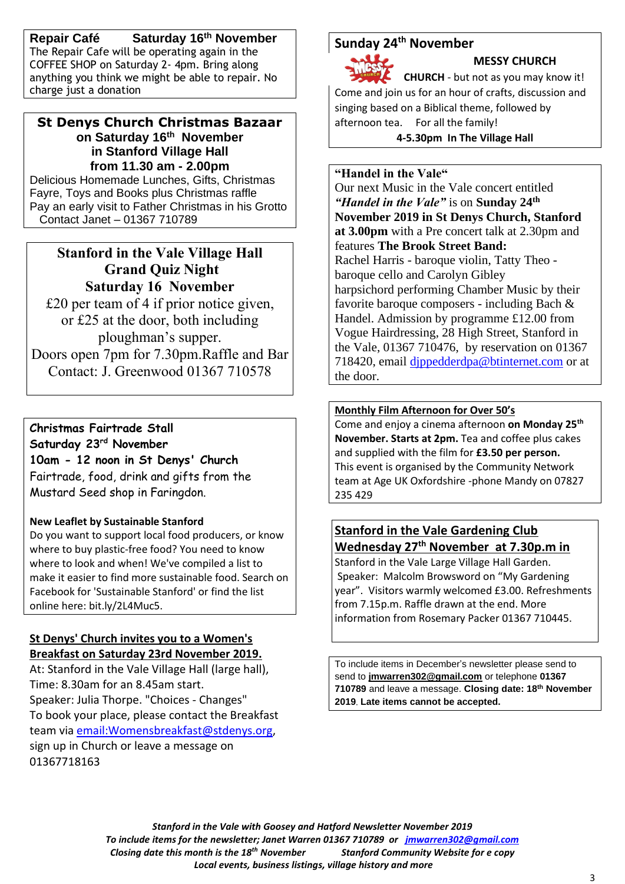**Repair Café Saturday 16th November**

The Repair Cafe will be operating again in the COFFEE SHOP on Saturday 2- 4pm. Bring along anything you think we might be able to repair. No charge just a donation

## St Denys Church Christmas Bazaar

**on Saturday 16th November**
**in Stanford Village Hall**
**from 11.30 am - 2.00pm**

Delicious Homemade Lunches, Gifts, Christmas Fayre, Toys and Books plus Christmas raffle
Pay an early visit to Father Christmas in his Grotto
Contact Janet – 01367 710789

## Stanford in the Vale Village Hall Grand Quiz Night

**Saturday 16 November**

£20 per team of 4 if prior notice given, or £25 at the door, both including ploughman's supper.
Doors open 7pm for 7.30pm.Raffle and Bar
Contact: J. Greenwood 01367 710578

**Christmas Fairtrade Stall**
**Saturday 23rd November**
**10am - 12 noon in St Denys' Church**

Fairtrade, food, drink and gifts from the Mustard Seed shop in Faringdon.

**New Leaflet by Sustainable Stanford**

Do you want to support local food producers, or know where to buy plastic-free food? You need to know where to look and when! We've compiled a list to make it easier to find more sustainable food. Search on Facebook for 'Sustainable Stanford' or find the list online here: bit.ly/2L4Muc5.

**St Denys' Church invites you to a Women's Breakfast on Saturday 23rd November 2019.**

At: Stanford in the Vale Village Hall (large hall),
Time: 8.30am for an 8.45am start.
Speaker: Julia Thorpe. "Choices - Changes"
To book your place, please contact the Breakfast team via email:Womensbreakfast@stdenys.org, sign up in Church or leave a message on 01367718163

## Sunday 24th November

**MESSY CHURCH**

**CHURCH** - but not as you may know it!
Come and join us for an hour of crafts, discussion and singing based on a Biblical theme, followed by afternoon tea. For all the family!

**4-5.30pm In The Village Hall**

**"Handel in the Vale"**

Our next Music in the Vale concert entitled ***"Handel in the Vale"*** is on **Sunday 24th November 2019 in St Denys Church, Stanford at 3.00pm** with a Pre concert talk at 2.30pm and features **The Brook Street Band:**
Rachel Harris - baroque violin, Tatty Theo - baroque cello and Carolyn Gibley harpsichord performing Chamber Music by their favorite baroque composers - including Bach & Handel. Admission by programme £12.00 from Vogue Hairdressing, 28 High Street, Stanford in the Vale, 01367 710476, by reservation on 01367 718420, email djppedderdpa@btinternet.com or at the door.

**Monthly Film Afternoon for Over 50's**

Come and enjoy a cinema afternoon **on Monday 25th November. Starts at 2pm.** Tea and coffee plus cakes and supplied with the film for **£3.50 per person.** This event is organised by the Community Network team at Age UK Oxfordshire -phone Mandy on 07827 235 429

**Stanford in the Vale Gardening Club**
**Wednesday 27th November at 7.30p.m in**

Stanford in the Vale Large Village Hall Garden.
Speaker: Malcolm Browsword on "My Gardening year". Visitors warmly welcomed £3.00. Refreshments from 7.15p.m. Raffle drawn at the end. More information from Rosemary Packer 01367 710445.

To include items in December's newsletter please send to send to **jmwarren302@gmail.com** or telephone **01367 710789** and leave a message. **Closing date: 18th November 2019. Late items cannot be accepted.**

***Stanford in the Vale with Goosey and Hatford Newsletter November 2019***
***To include items for the newsletter; Janet Warren 01367 710789 or jmwarren302@gmail.com***
***Closing date this month is the 18th November Stanford Community Website for e copy***
***Local events, business listings, village history and more***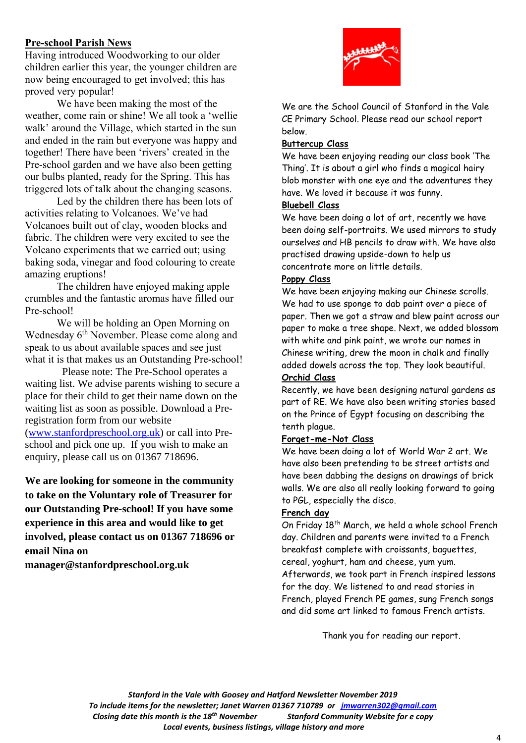## Pre-school Parish News

Having introduced Woodworking to our older children earlier this year, the younger children are now being encouraged to get involved; this has proved very popular!

We have been making the most of the weather, come rain or shine! We all took a 'wellie walk' around the Village, which started in the sun and ended in the rain but everyone was happy and together! There have been 'rivers' created in the Pre-school garden and we have also been getting our bulbs planted, ready for the Spring. This has triggered lots of talk about the changing seasons.

Led by the children there has been lots of activities relating to Volcanoes. We've had Volcanoes built out of clay, wooden blocks and fabric. The children were very excited to see the Volcano experiments that we carried out; using baking soda, vinegar and food colouring to create amazing eruptions!

The children have enjoyed making apple crumbles and the fantastic aromas have filled our Pre-school!

We will be holding an Open Morning on Wednesday 6th November. Please come along and speak to us about available spaces and see just what it is that makes us an Outstanding Pre-school!

Please note: The Pre-School operates a waiting list. We advise parents wishing to secure a place for their child to get their name down on the waiting list as soon as possible. Download a Pre-registration form from our website (www.stanfordpreschool.org.uk) or call into Pre-school and pick one up. If you wish to make an enquiry, please call us on 01367 718696.

**We are looking for someone in the community to take on the Voluntary role of Treasurer for our Outstanding Pre-school! If you have some experience in this area and would like to get involved, please contact us on 01367 718696 or email Nina on manager@stanfordpreschool.org.uk**

We are the School Council of Stanford in the Vale CE Primary School. Please read our school report below.

### Buttercup Class

We have been enjoying reading our class book 'The Thing'. It is about a girl who finds a magical hairy blob monster with one eye and the adventures they have. We loved it because it was funny.

### Bluebell Class

We have been doing a lot of art, recently we have been doing self-portraits. We used mirrors to study ourselves and HB pencils to draw with. We have also practised drawing upside-down to help us concentrate more on little details.

### Poppy Class

We have been enjoying making our Chinese scrolls. We had to use sponge to dab paint over a piece of paper. Then we got a straw and blew paint across our paper to make a tree shape. Next, we added blossom with white and pink paint, we wrote our names in Chinese writing, drew the moon in chalk and finally added dowels across the top. They look beautiful.

### Orchid Class

Recently, we have been designing natural gardens as part of RE. We have also been writing stories based on the Prince of Egypt focusing on describing the tenth plague.

### Forget-me-Not Class

We have been doing a lot of World War 2 art. We have also been pretending to be street artists and have been dabbing the designs on drawings of brick walls. We are also all really looking forward to going to PGL, especially the disco.

### French day

On Friday 18th March, we held a whole school French day. Children and parents were invited to a French breakfast complete with croissants, baguettes, cereal, yoghurt, ham and cheese, yum yum. Afterwards, we took part in French inspired lessons for the day. We listened to and read stories in French, played French PE games, sung French songs and did some art linked to famous French artists.

Thank you for reading our report.

***Stanford in the Vale with Goosey and Hatford Newsletter November 2019***
***To include items for the newsletter; Janet Warren 01367 710789 or jmwarren302@gmail.com***
***Closing date this month is the 18th November*** ***Stanford Community Website for e copy***
***Local events, business listings, village history and more***